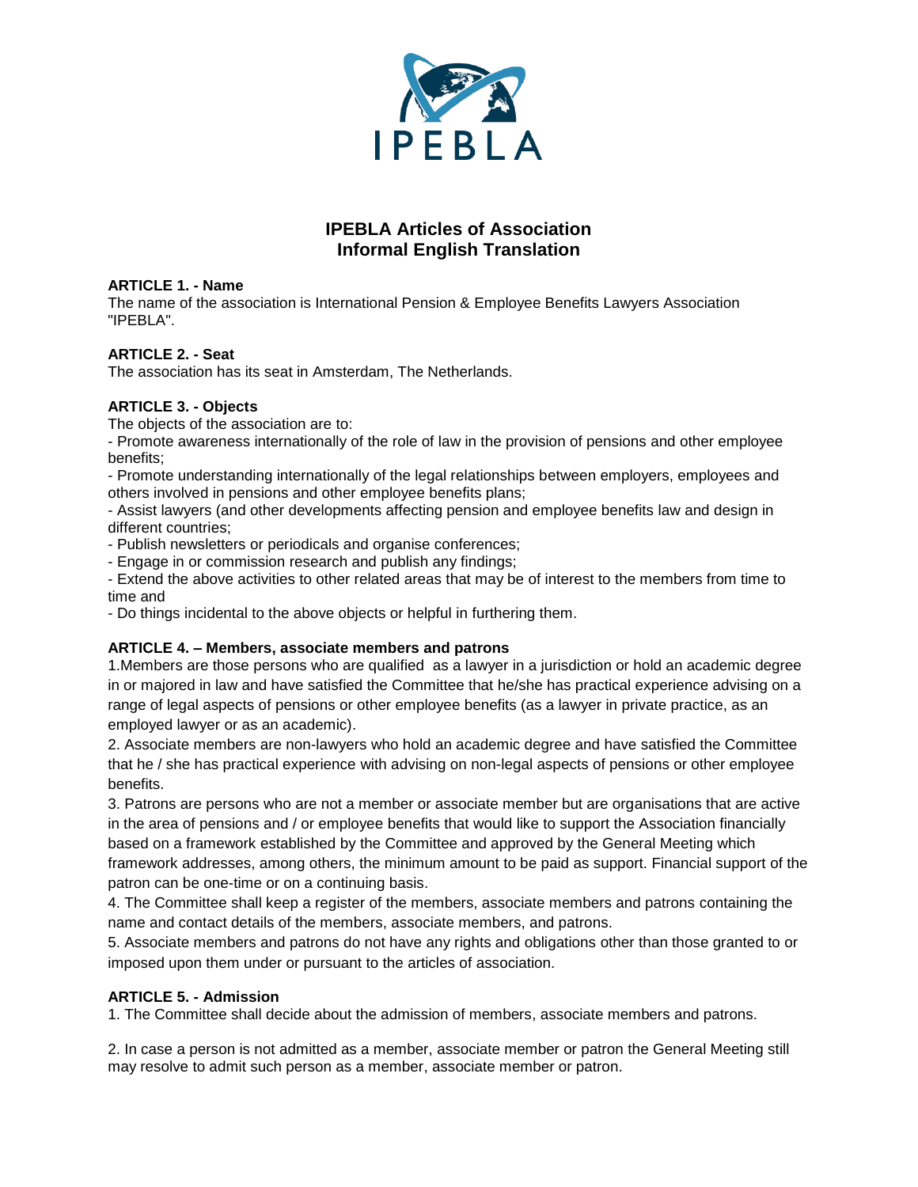IPEBLA

# IPEBLA Articles of Association
## Informal English Translation

**ARTICLE 1. - Name**
The name of the association is International Pension & Employee Benefits Lawyers Association "IPEBLA".

**ARTICLE 2. - Seat**
The association has its seat in Amsterdam, The Netherlands.

**ARTICLE 3. - Objects**
The objects of the association are to:
- Promote awareness internationally of the role of law in the provision of pensions and other employee benefits;
- Promote understanding internationally of the legal relationships between employers, employees and others involved in pensions and other employee benefits plans;
- Assist lawyers (and other developments affecting pension and employee benefits law and design in different countries;
- Publish newsletters or periodicals and organise conferences;
- Engage in or commission research and publish any findings;
- Extend the above activities to other related areas that may be of interest to the members from time to time and
- Do things incidental to the above objects or helpful in furthering them.

**ARTICLE 4. – Members, associate members and patrons**
1.Members are those persons who are qualified as a lawyer in a jurisdiction or hold an academic degree in or majored in law and have satisfied the Committee that he/she has practical experience advising on a range of legal aspects of pensions or other employee benefits (as a lawyer in private practice, as an employed lawyer or as an academic).
2. Associate members are non-lawyers who hold an academic degree and have satisfied the Committee that he / she has practical experience with advising on non-legal aspects of pensions or other employee benefits.
3. Patrons are persons who are not a member or associate member but are organisations that are active in the area of pensions and / or employee benefits that would like to support the Association financially based on a framework established by the Committee and approved by the General Meeting which framework addresses, among others, the minimum amount to be paid as support. Financial support of the patron can be one-time or on a continuing basis.
4. The Committee shall keep a register of the members, associate members and patrons containing the name and contact details of the members, associate members, and patrons.
5. Associate members and patrons do not have any rights and obligations other than those granted to or imposed upon them under or pursuant to the articles of association.

**ARTICLE 5. - Admission**
1. The Committee shall decide about the admission of members, associate members and patrons.

2. In case a person is not admitted as a member, associate member or patron the General Meeting still may resolve to admit such person as a member, associate member or patron.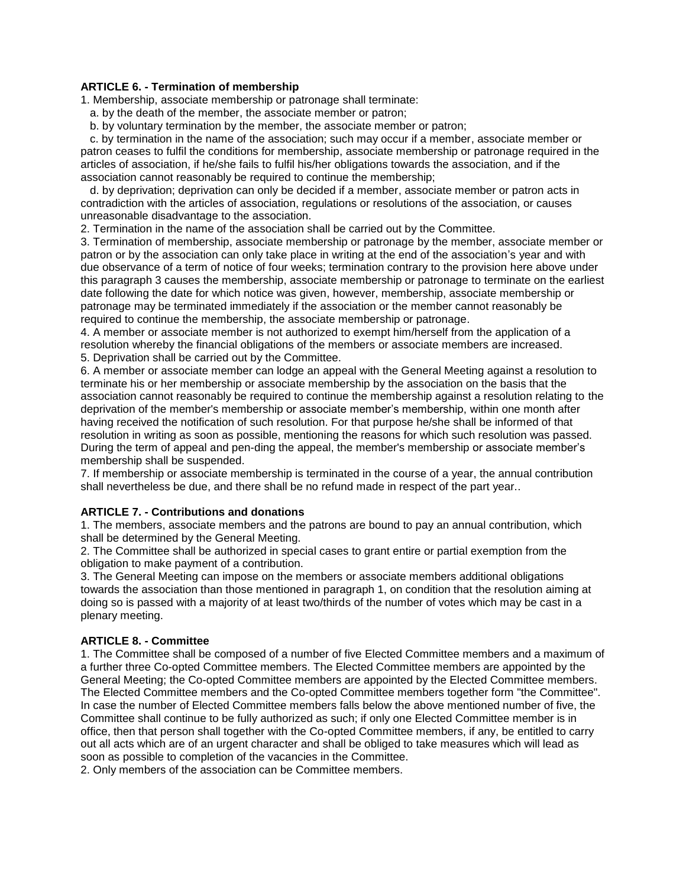**ARTICLE 6. - Termination of membership**

1. Membership, associate membership or patronage shall terminate:

   a. by the death of the member, the associate member or patron;

   b. by voluntary termination by the member, the associate member or patron;

   c. by termination in the name of the association; such may occur if a member, associate member or patron ceases to fulfil the conditions for membership, associate membership or patronage required in the articles of association, if he/she fails to fulfil his/her obligations towards the association, and if the association cannot reasonably be required to continue the membership;

   d. by deprivation; deprivation can only be decided if a member, associate member or patron acts in contradiction with the articles of association, regulations or resolutions of the association, or causes unreasonable disadvantage to the association.

2. Termination in the name of the association shall be carried out by the Committee.

3. Termination of membership, associate membership or patronage by the member, associate member or patron or by the association can only take place in writing at the end of the association's year and with due observance of a term of notice of four weeks; termination contrary to the provision here above under this paragraph 3 causes the membership, associate membership or patronage to terminate on the earliest date following the date for which notice was given, however, membership, associate membership or patronage may be terminated immediately if the association or the member cannot reasonably be required to continue the membership, the associate membership or patronage.

4. A member or associate member is not authorized to exempt him/herself from the application of a resolution whereby the financial obligations of the members or associate members are increased.

5. Deprivation shall be carried out by the Committee.

6. A member or associate member can lodge an appeal with the General Meeting against a resolution to terminate his or her membership or associate membership by the association on the basis that the association cannot reasonably be required to continue the membership against a resolution relating to the deprivation of the member's membership or associate member's membership, within one month after having received the notification of such resolution. For that purpose he/she shall be informed of that resolution in writing as soon as possible, mentioning the reasons for which such resolution was passed. During the term of appeal and pen-ding the appeal, the member's membership or associate member's membership shall be suspended.

7. If membership or associate membership is terminated in the course of a year, the annual contribution shall nevertheless be due, and there shall be no refund made in respect of the part year..

**ARTICLE 7. - Contributions and donations**

1. The members, associate members and the patrons are bound to pay an annual contribution, which shall be determined by the General Meeting.

2. The Committee shall be authorized in special cases to grant entire or partial exemption from the obligation to make payment of a contribution.

3. The General Meeting can impose on the members or associate members additional obligations towards the association than those mentioned in paragraph 1, on condition that the resolution aiming at doing so is passed with a majority of at least two/thirds of the number of votes which may be cast in a plenary meeting.

**ARTICLE 8. - Committee**

1. The Committee shall be composed of a number of five Elected Committee members and a maximum of a further three Co-opted Committee members. The Elected Committee members are appointed by the General Meeting; the Co-opted Committee members are appointed by the Elected Committee members. The Elected Committee members and the Co-opted Committee members together form "the Committee". In case the number of Elected Committee members falls below the above mentioned number of five, the Committee shall continue to be fully authorized as such; if only one Elected Committee member is in office, then that person shall together with the Co-opted Committee members, if any, be entitled to carry out all acts which are of an urgent character and shall be obliged to take measures which will lead as soon as possible to completion of the vacancies in the Committee.

2. Only members of the association can be Committee members.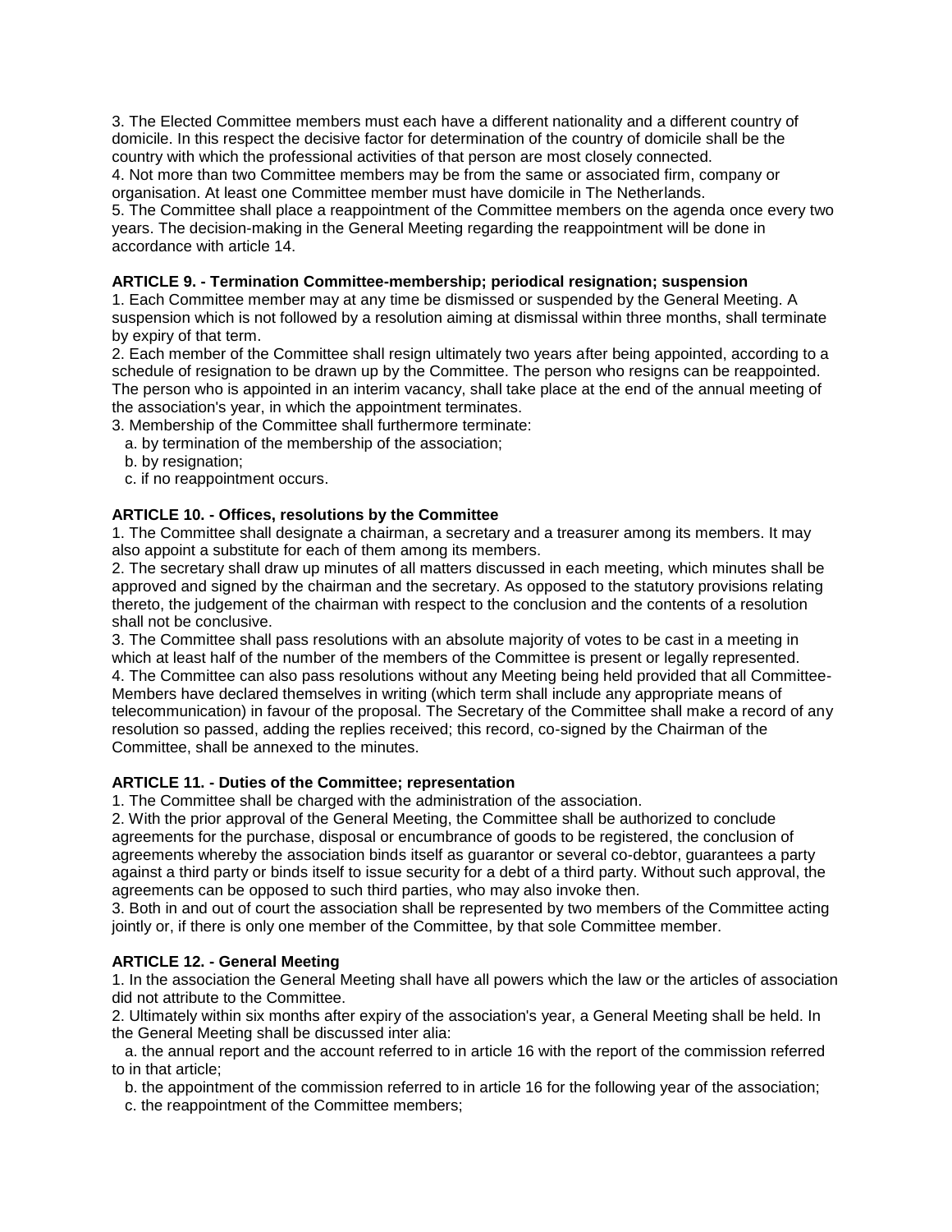3. The Elected Committee members must each have a different nationality and a different country of domicile. In this respect the decisive factor for determination of the country of domicile shall be the country with which the professional activities of that person are most closely connected.
4. Not more than two Committee members may be from the same or associated firm, company or organisation. At least one Committee member must have domicile in The Netherlands.
5. The Committee shall place a reappointment of the Committee members on the agenda once every two years. The decision-making in the General Meeting regarding the reappointment will be done in accordance with article 14.

**ARTICLE 9. - Termination Committee-membership; periodical resignation; suspension**
1. Each Committee member may at any time be dismissed or suspended by the General Meeting. A suspension which is not followed by a resolution aiming at dismissal within three months, shall terminate by expiry of that term.
2. Each member of the Committee shall resign ultimately two years after being appointed, according to a schedule of resignation to be drawn up by the Committee. The person who resigns can be reappointed. The person who is appointed in an interim vacancy, shall take place at the end of the annual meeting of the association's year, in which the appointment terminates.
3. Membership of the Committee shall furthermore terminate:
  a. by termination of the membership of the association;
  b. by resignation;
  c. if no reappointment occurs.

**ARTICLE 10. - Offices, resolutions by the Committee**
1. The Committee shall designate a chairman, a secretary and a treasurer among its members. It may also appoint a substitute for each of them among its members.
2. The secretary shall draw up minutes of all matters discussed in each meeting, which minutes shall be approved and signed by the chairman and the secretary. As opposed to the statutory provisions relating thereto, the judgement of the chairman with respect to the conclusion and the contents of a resolution shall not be conclusive.
3. The Committee shall pass resolutions with an absolute majority of votes to be cast in a meeting in which at least half of the number of the members of the Committee is present or legally represented.
4. The Committee can also pass resolutions without any Meeting being held provided that all Committee-Members have declared themselves in writing (which term shall include any appropriate means of telecommunication) in favour of the proposal. The Secretary of the Committee shall make a record of any resolution so passed, adding the replies received; this record, co-signed by the Chairman of the Committee, shall be annexed to the minutes.

**ARTICLE 11. - Duties of the Committee; representation**
1. The Committee shall be charged with the administration of the association.
2. With the prior approval of the General Meeting, the Committee shall be authorized to conclude agreements for the purchase, disposal or encumbrance of goods to be registered, the conclusion of agreements whereby the association binds itself as guarantor or several co-debtor, guarantees a party against a third party or binds itself to issue security for a debt of a third party. Without such approval, the agreements can be opposed to such third parties, who may also invoke then.
3. Both in and out of court the association shall be represented by two members of the Committee acting jointly or, if there is only one member of the Committee, by that sole Committee member.

**ARTICLE 12. - General Meeting**
1. In the association the General Meeting shall have all powers which the law or the articles of association did not attribute to the Committee.
2. Ultimately within six months after expiry of the association's year, a General Meeting shall be held. In the General Meeting shall be discussed inter alia:
  a. the annual report and the account referred to in article 16 with the report of the commission referred to in that article;
  b. the appointment of the commission referred to in article 16 for the following year of the association;
  c. the reappointment of the Committee members;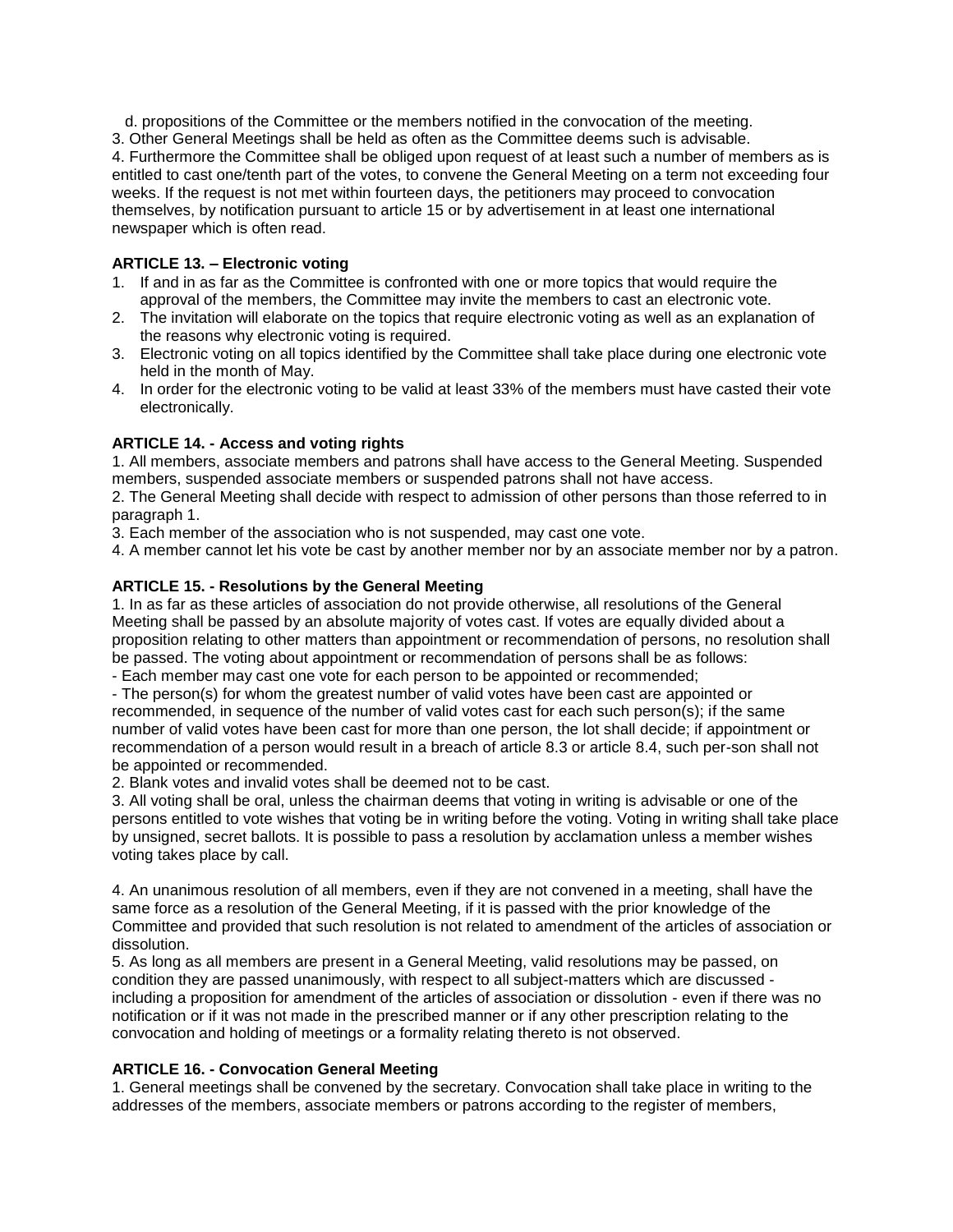d. propositions of the Committee or the members notified in the convocation of the meeting.

3. Other General Meetings shall be held as often as the Committee deems such is advisable.

4. Furthermore the Committee shall be obliged upon request of at least such a number of members as is entitled to cast one/tenth part of the votes, to convene the General Meeting on a term not exceeding four weeks. If the request is not met within fourteen days, the petitioners may proceed to convocation themselves, by notification pursuant to article 15 or by advertisement in at least one international newspaper which is often read.

**ARTICLE 13. – Electronic voting**

1. If and in as far as the Committee is confronted with one or more topics that would require the approval of the members, the Committee may invite the members to cast an electronic vote.
2. The invitation will elaborate on the topics that require electronic voting as well as an explanation of the reasons why electronic voting is required.
3. Electronic voting on all topics identified by the Committee shall take place during one electronic vote held in the month of May.
4. In order for the electronic voting to be valid at least 33% of the members must have casted their vote electronically.

**ARTICLE 14. - Access and voting rights**

1. All members, associate members and patrons shall have access to the General Meeting. Suspended members, suspended associate members or suspended patrons shall not have access.

2. The General Meeting shall decide with respect to admission of other persons than those referred to in paragraph 1.

3. Each member of the association who is not suspended, may cast one vote.

4. A member cannot let his vote be cast by another member nor by an associate member nor by a patron.

**ARTICLE 15. - Resolutions by the General Meeting**

1. In as far as these articles of association do not provide otherwise, all resolutions of the General Meeting shall be passed by an absolute majority of votes cast. If votes are equally divided about a proposition relating to other matters than appointment or recommendation of persons, no resolution shall be passed. The voting about appointment or recommendation of persons shall be as follows:

- Each member may cast one vote for each person to be appointed or recommended;
- The person(s) for whom the greatest number of valid votes have been cast are appointed or recommended, in sequence of the number of valid votes cast for each such person(s); if the same number of valid votes have been cast for more than one person, the lot shall decide; if appointment or recommendation of a person would result in a breach of article 8.3 or article 8.4, such per-son shall not be appointed or recommended.

2. Blank votes and invalid votes shall be deemed not to be cast.

3. All voting shall be oral, unless the chairman deems that voting in writing is advisable or one of the persons entitled to vote wishes that voting be in writing before the voting. Voting in writing shall take place by unsigned, secret ballots. It is possible to pass a resolution by acclamation unless a member wishes voting takes place by call.

4. An unanimous resolution of all members, even if they are not convened in a meeting, shall have the same force as a resolution of the General Meeting, if it is passed with the prior knowledge of the Committee and provided that such resolution is not related to amendment of the articles of association or dissolution.

5. As long as all members are present in a General Meeting, valid resolutions may be passed, on condition they are passed unanimously, with respect to all subject-matters which are discussed - including a proposition for amendment of the articles of association or dissolution - even if there was no notification or if it was not made in the prescribed manner or if any other prescription relating to the convocation and holding of meetings or a formality relating thereto is not observed.

**ARTICLE 16. - Convocation General Meeting**

1. General meetings shall be convened by the secretary. Convocation shall take place in writing to the addresses of the members, associate members or patrons according to the register of members,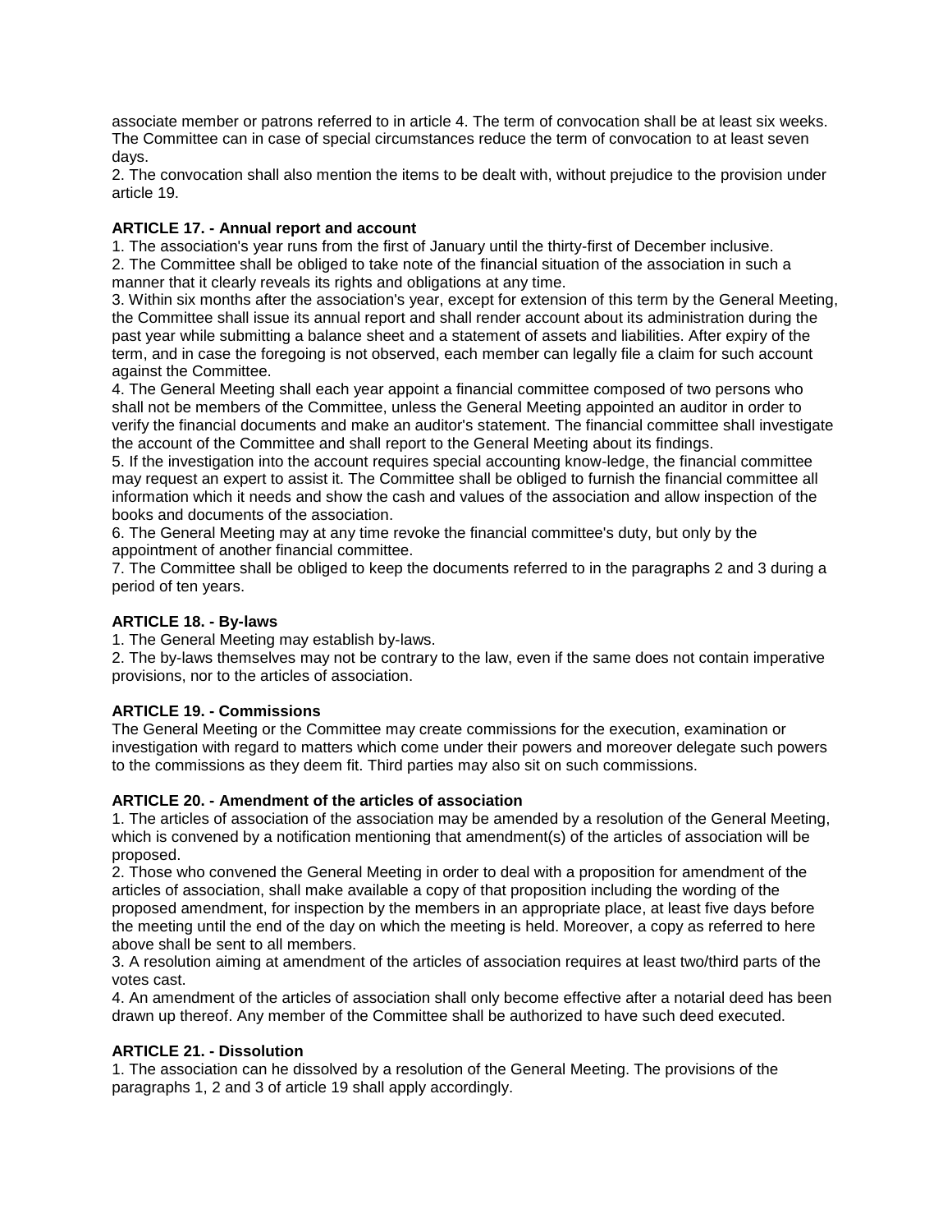associate member or patrons referred to in article 4. The term of convocation shall be at least six weeks. The Committee can in case of special circumstances reduce the term of convocation to at least seven days.

2. The convocation shall also mention the items to be dealt with, without prejudice to the provision under article 19.

**ARTICLE 17. - Annual report and account**

1. The association's year runs from the first of January until the thirty-first of December inclusive.
2. The Committee shall be obliged to take note of the financial situation of the association in such a manner that it clearly reveals its rights and obligations at any time.
3. Within six months after the association's year, except for extension of this term by the General Meeting, the Committee shall issue its annual report and shall render account about its administration during the past year while submitting a balance sheet and a statement of assets and liabilities. After expiry of the term, and in case the foregoing is not observed, each member can legally file a claim for such account against the Committee.
4. The General Meeting shall each year appoint a financial committee composed of two persons who shall not be members of the Committee, unless the General Meeting appointed an auditor in order to verify the financial documents and make an auditor's statement. The financial committee shall investigate the account of the Committee and shall report to the General Meeting about its findings.
5. If the investigation into the account requires special accounting know-ledge, the financial committee may request an expert to assist it. The Committee shall be obliged to furnish the financial committee all information which it needs and show the cash and values of the association and allow inspection of the books and documents of the association.
6. The General Meeting may at any time revoke the financial committee's duty, but only by the appointment of another financial committee.
7. The Committee shall be obliged to keep the documents referred to in the paragraphs 2 and 3 during a period of ten years.

**ARTICLE 18. - By-laws**

1. The General Meeting may establish by-laws.
2. The by-laws themselves may not be contrary to the law, even if the same does not contain imperative provisions, nor to the articles of association.

**ARTICLE 19. - Commissions**

The General Meeting or the Committee may create commissions for the execution, examination or investigation with regard to matters which come under their powers and moreover delegate such powers to the commissions as they deem fit. Third parties may also sit on such commissions.

**ARTICLE 20. - Amendment of the articles of association**

1. The articles of association of the association may be amended by a resolution of the General Meeting, which is convened by a notification mentioning that amendment(s) of the articles of association will be proposed.
2. Those who convened the General Meeting in order to deal with a proposition for amendment of the articles of association, shall make available a copy of that proposition including the wording of the proposed amendment, for inspection by the members in an appropriate place, at least five days before the meeting until the end of the day on which the meeting is held. Moreover, a copy as referred to here above shall be sent to all members.
3. A resolution aiming at amendment of the articles of association requires at least two/third parts of the votes cast.
4. An amendment of the articles of association shall only become effective after a notarial deed has been drawn up thereof. Any member of the Committee shall be authorized to have such deed executed.

**ARTICLE 21. - Dissolution**

1. The association can he dissolved by a resolution of the General Meeting. The provisions of the paragraphs 1, 2 and 3 of article 19 shall apply accordingly.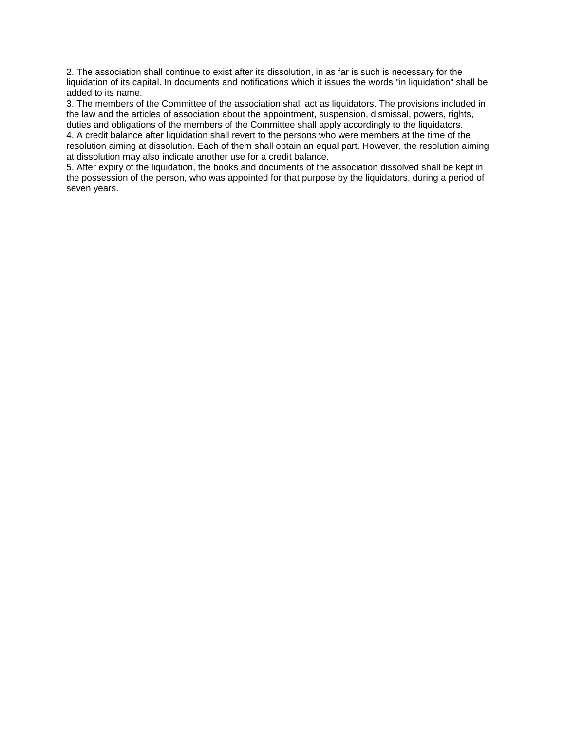2. The association shall continue to exist after its dissolution, in as far is such is necessary for the liquidation of its capital. In documents and notifications which it issues the words "in liquidation" shall be added to its name.
3. The members of the Committee of the association shall act as liquidators. The provisions included in the law and the articles of association about the appointment, suspension, dismissal, powers, rights, duties and obligations of the members of the Committee shall apply accordingly to the liquidators.
4. A credit balance after liquidation shall revert to the persons who were members at the time of the resolution aiming at dissolution. Each of them shall obtain an equal part. However, the resolution aiming at dissolution may also indicate another use for a credit balance.
5. After expiry of the liquidation, the books and documents of the association dissolved shall be kept in the possession of the person, who was appointed for that purpose by the liquidators, during a period of seven years.